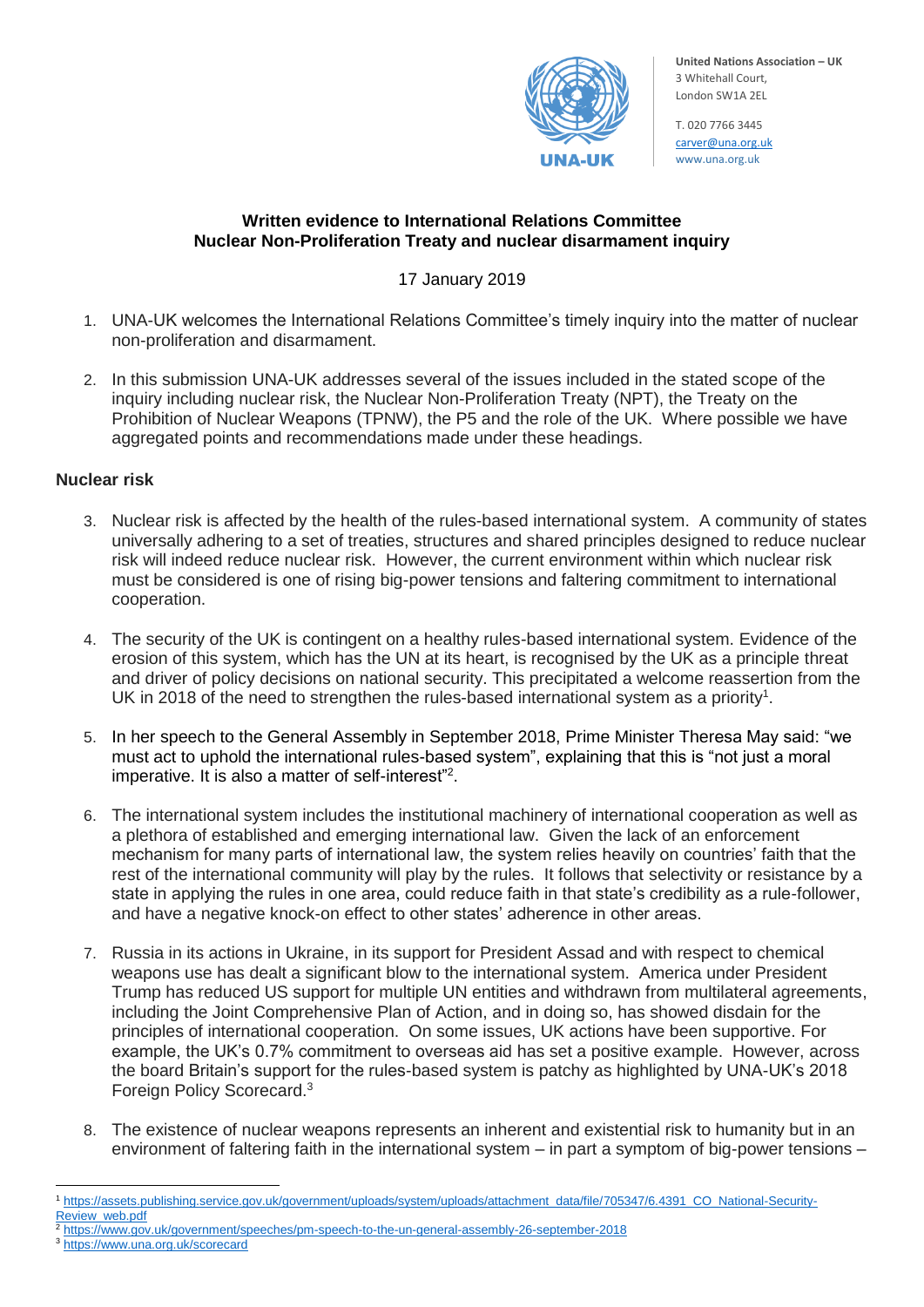**United Nations Association – UK**
3 Whitehall Court,
London SW1A 2EL

T. 020 7766 3445
carver@una.org.uk
www.una.org.uk

**Written evidence to International Relations Committee**
**Nuclear Non-Proliferation Treaty and nuclear disarmament inquiry**

17 January 2019

1. UNA-UK welcomes the International Relations Committee's timely inquiry into the matter of nuclear non-proliferation and disarmament.

2. In this submission UNA-UK addresses several of the issues included in the stated scope of the inquiry including nuclear risk, the Nuclear Non-Proliferation Treaty (NPT), the Treaty on the Prohibition of Nuclear Weapons (TPNW), the P5 and the role of the UK. Where possible we have aggregated points and recommendations made under these headings.

## Nuclear risk

3. Nuclear risk is affected by the health of the rules-based international system. A community of states universally adhering to a set of treaties, structures and shared principles designed to reduce nuclear risk will indeed reduce nuclear risk. However, the current environment within which nuclear risk must be considered is one of rising big-power tensions and faltering commitment to international cooperation.

4. The security of the UK is contingent on a healthy rules-based international system. Evidence of the erosion of this system, which has the UN at its heart, is recognised by the UK as a principle threat and driver of policy decisions on national security. This precipitated a welcome reassertion from the UK in 2018 of the need to strengthen the rules-based international system as a priority[1].

5. In her speech to the General Assembly in September 2018, Prime Minister Theresa May said: "we must act to uphold the international rules-based system", explaining that this is "not just a moral imperative. It is also a matter of self-interest"[2].

6. The international system includes the institutional machinery of international cooperation as well as a plethora of established and emerging international law. Given the lack of an enforcement mechanism for many parts of international law, the system relies heavily on countries' faith that the rest of the international community will play by the rules. It follows that selectivity or resistance by a state in applying the rules in one area, could reduce faith in that state's credibility as a rule-follower, and have a negative knock-on effect to other states' adherence in other areas.

7. Russia in its actions in Ukraine, in its support for President Assad and with respect to chemical weapons use has dealt a significant blow to the international system. America under President Trump has reduced US support for multiple UN entities and withdrawn from multilateral agreements, including the Joint Comprehensive Plan of Action, and in doing so, has showed disdain for the principles of international cooperation. On some issues, UK actions have been supportive. For example, the UK's 0.7% commitment to overseas aid has set a positive example. However, across the board Britain's support for the rules-based system is patchy as highlighted by UNA-UK's 2018 Foreign Policy Scorecard.[3]

8. The existence of nuclear weapons represents an inherent and existential risk to humanity but in an environment of faltering faith in the international system – in part a symptom of big-power tensions –

---

[1] https://assets.publishing.service.gov.uk/government/uploads/system/uploads/attachment_data/file/705347/6.4391_CO_National-Security-Review_web.pdf

[2] https://www.gov.uk/government/speeches/pm-speech-to-the-un-general-assembly-26-september-2018

[3] https://www.una.org.uk/scorecard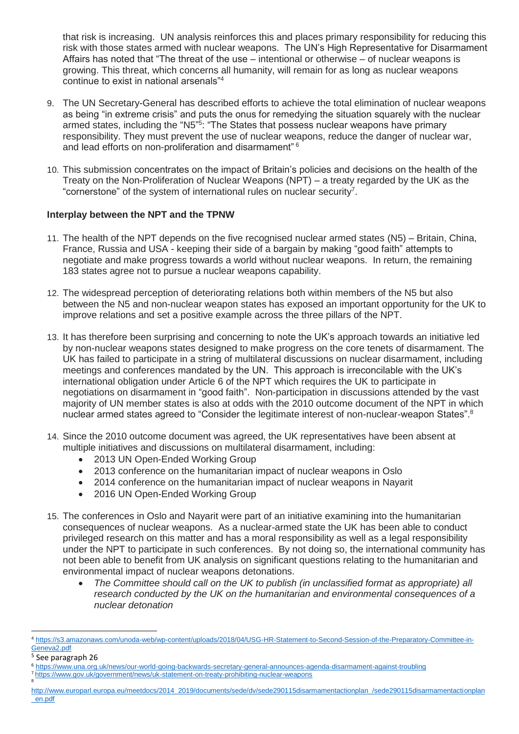that risk is increasing. UN analysis reinforces this and places primary responsibility for reducing this risk with those states armed with nuclear weapons. The UN's High Representative for Disarmament Affairs has noted that "The threat of the use – intentional or otherwise – of nuclear weapons is growing. This threat, which concerns all humanity, will remain for as long as nuclear weapons continue to exist in national arsenals"[4]

9. The UN Secretary-General has described efforts to achieve the total elimination of nuclear weapons as being "in extreme crisis" and puts the onus for remedying the situation squarely with the nuclear armed states, including the "N5"[5]: "The States that possess nuclear weapons have primary responsibility. They must prevent the use of nuclear weapons, reduce the danger of nuclear war, and lead efforts on non-proliferation and disarmament" [6]

10. This submission concentrates on the impact of Britain's policies and decisions on the health of the Treaty on the Non-Proliferation of Nuclear Weapons (NPT) – a treaty regarded by the UK as the "cornerstone" of the system of international rules on nuclear security[7].

**Interplay between the NPT and the TPNW**

11. The health of the NPT depends on the five recognised nuclear armed states (N5) – Britain, China, France, Russia and USA - keeping their side of a bargain by making "good faith" attempts to negotiate and make progress towards a world without nuclear weapons. In return, the remaining 183 states agree not to pursue a nuclear weapons capability.

12. The widespread perception of deteriorating relations both within members of the N5 but also between the N5 and non-nuclear weapon states has exposed an important opportunity for the UK to improve relations and set a positive example across the three pillars of the NPT.

13. It has therefore been surprising and concerning to note the UK's approach towards an initiative led by non-nuclear weapons states designed to make progress on the core tenets of disarmament. The UK has failed to participate in a string of multilateral discussions on nuclear disarmament, including meetings and conferences mandated by the UN. This approach is irreconcilable with the UK's international obligation under Article 6 of the NPT which requires the UK to participate in negotiations on disarmament in "good faith". Non-participation in discussions attended by the vast majority of UN member states is also at odds with the 2010 outcome document of the NPT in which nuclear armed states agreed to "Consider the legitimate interest of non-nuclear-weapon States".[8]

14. Since the 2010 outcome document was agreed, the UK representatives have been absent at multiple initiatives and discussions on multilateral disarmament, including:
    - 2013 UN Open-Ended Working Group
    - 2013 conference on the humanitarian impact of nuclear weapons in Oslo
    - 2014 conference on the humanitarian impact of nuclear weapons in Nayarit
    - 2016 UN Open-Ended Working Group

15. The conferences in Oslo and Nayarit were part of an initiative examining into the humanitarian consequences of nuclear weapons. As a nuclear-armed state the UK has been able to conduct privileged research on this matter and has a moral responsibility as well as a legal responsibility under the NPT to participate in such conferences. By not doing so, the international community has not been able to benefit from UK analysis on significant questions relating to the humanitarian and environmental impact of nuclear weapons detonations.
    - *The Committee should call on the UK to publish (in unclassified format as appropriate) all research conducted by the UK on the humanitarian and environmental consequences of a nuclear detonation*

---

[4] https://s3.amazonaws.com/unoda-web/wp-content/uploads/2018/04/USG-HR-Statement-to-Second-Session-of-the-Preparatory-Committee-in-Geneva2.pdf

[5] See paragraph 26

[6] https://www.una.org.uk/news/our-world-going-backwards-secretary-general-announces-agenda-disarmament-against-troubling

[7] https://www.gov.uk/government/news/uk-statement-on-treaty-prohibiting-nuclear-weapons

[8] http://www.europarl.europa.eu/meetdocs/2014_2019/documents/sede/dv/sede290115disarmamentactionplan_/sede290115disarmamentactionplan_en.pdf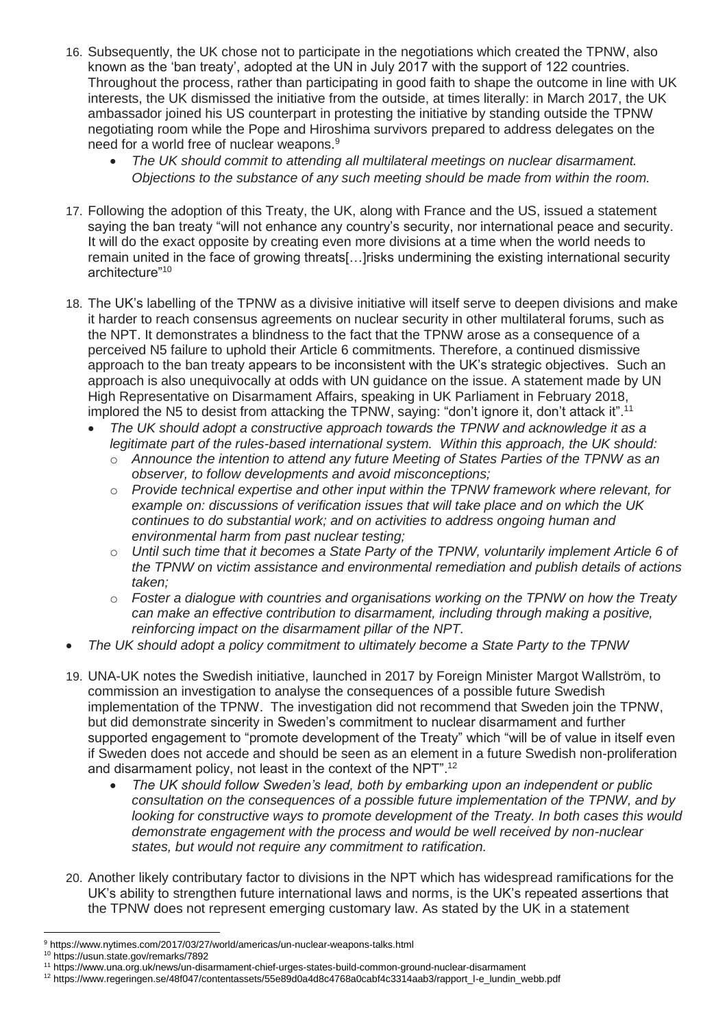16. Subsequently, the UK chose not to participate in the negotiations which created the TPNW, also known as the 'ban treaty', adopted at the UN in July 2017 with the support of 122 countries. Throughout the process, rather than participating in good faith to shape the outcome in line with UK interests, the UK dismissed the initiative from the outside, at times literally: in March 2017, the UK ambassador joined his US counterpart in protesting the initiative by standing outside the TPNW negotiating room while the Pope and Hiroshima survivors prepared to address delegates on the need for a world free of nuclear weapons.[9]
    - *The UK should commit to attending all multilateral meetings on nuclear disarmament. Objections to the substance of any such meeting should be made from within the room.*

17. Following the adoption of this Treaty, the UK, along with France and the US, issued a statement saying the ban treaty "will not enhance any country's security, nor international peace and security. It will do the exact opposite by creating even more divisions at a time when the world needs to remain united in the face of growing threats[…]risks undermining the existing international security architecture"[10]

18. The UK's labelling of the TPNW as a divisive initiative will itself serve to deepen divisions and make it harder to reach consensus agreements on nuclear security in other multilateral forums, such as the NPT. It demonstrates a blindness to the fact that the TPNW arose as a consequence of a perceived N5 failure to uphold their Article 6 commitments. Therefore, a continued dismissive approach to the ban treaty appears to be inconsistent with the UK's strategic objectives. Such an approach is also unequivocally at odds with UN guidance on the issue. A statement made by UN High Representative on Disarmament Affairs, speaking in UK Parliament in February 2018, implored the N5 to desist from attacking the TPNW, saying: "don't ignore it, don't attack it".[11]
    - *The UK should adopt a constructive approach towards the TPNW and acknowledge it as a legitimate part of the rules-based international system. Within this approach, the UK should:*
        - *Announce the intention to attend any future Meeting of States Parties of the TPNW as an observer, to follow developments and avoid misconceptions;*
        - *Provide technical expertise and other input within the TPNW framework where relevant, for example on: discussions of verification issues that will take place and on which the UK continues to do substantial work; and on activities to address ongoing human and environmental harm from past nuclear testing;*
        - *Until such time that it becomes a State Party of the TPNW, voluntarily implement Article 6 of the TPNW on victim assistance and environmental remediation and publish details of actions taken;*
        - *Foster a dialogue with countries and organisations working on the TPNW on how the Treaty can make an effective contribution to disarmament, including through making a positive, reinforcing impact on the disarmament pillar of the NPT.*

- *The UK should adopt a policy commitment to ultimately become a State Party to the TPNW*

19. UNA-UK notes the Swedish initiative, launched in 2017 by Foreign Minister Margot Wallström, to commission an investigation to analyse the consequences of a possible future Swedish implementation of the TPNW. The investigation did not recommend that Sweden join the TPNW, but did demonstrate sincerity in Sweden's commitment to nuclear disarmament and further supported engagement to "promote development of the Treaty" which "will be of value in itself even if Sweden does not accede and should be seen as an element in a future Swedish non-proliferation and disarmament policy, not least in the context of the NPT".[12]
    - *The UK should follow Sweden's lead, both by embarking upon an independent or public consultation on the consequences of a possible future implementation of the TPNW, and by looking for constructive ways to promote development of the Treaty. In both cases this would demonstrate engagement with the process and would be well received by non-nuclear states, but would not require any commitment to ratification.*

20. Another likely contributory factor to divisions in the NPT which has widespread ramifications for the UK's ability to strengthen future international laws and norms, is the UK's repeated assertions that the TPNW does not represent emerging customary law. As stated by the UK in a statement

---

[9] https://www.nytimes.com/2017/03/27/world/americas/un-nuclear-weapons-talks.html

[10] https://usun.state.gov/remarks/7892

[11] https://www.una.org.uk/news/un-disarmament-chief-urges-states-build-common-ground-nuclear-disarmament

[12] https://www.regeringen.se/48f047/contentassets/55e89d0a4d8c4768a0cabf4c3314aab3/rapport_l-e_lundin_webb.pdf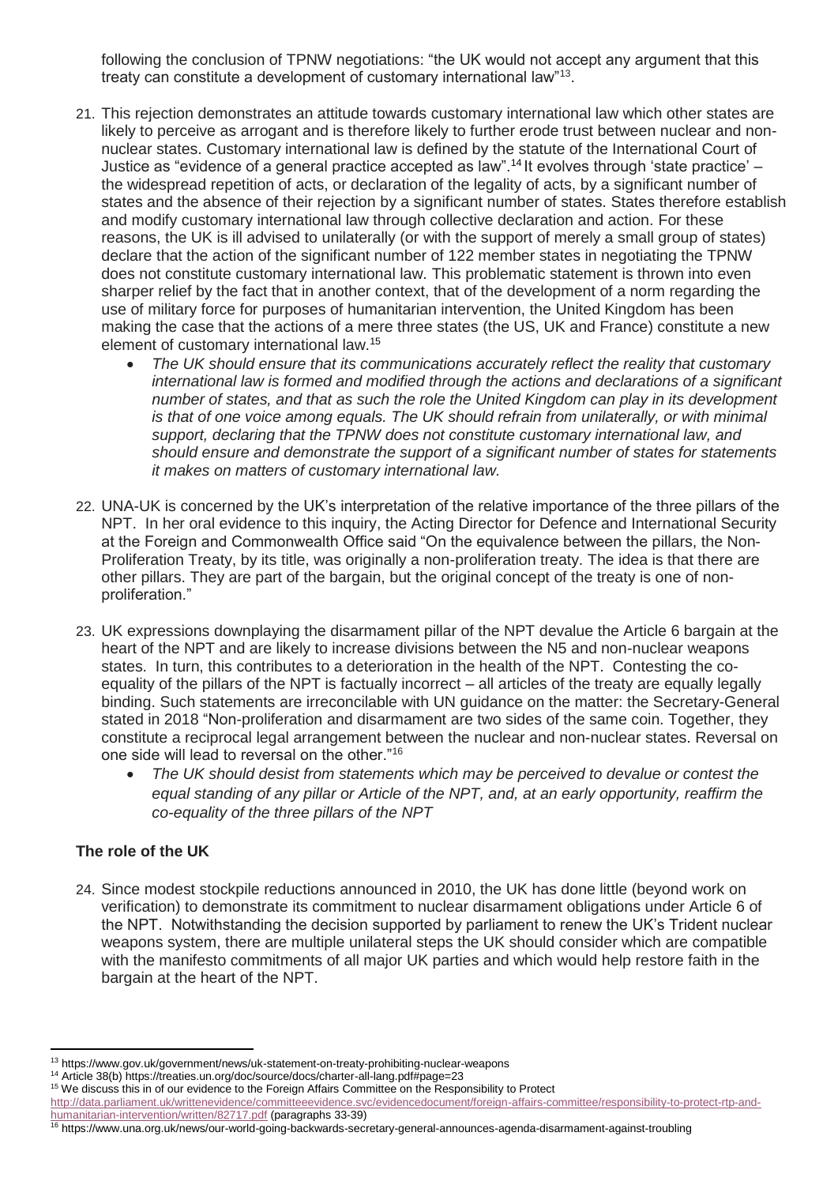following the conclusion of TPNW negotiations: "the UK would not accept any argument that this treaty can constitute a development of customary international law"[13].

21. This rejection demonstrates an attitude towards customary international law which other states are likely to perceive as arrogant and is therefore likely to further erode trust between nuclear and non-nuclear states. Customary international law is defined by the statute of the International Court of Justice as "evidence of a general practice accepted as law".[14] It evolves through 'state practice' – the widespread repetition of acts, or declaration of the legality of acts, by a significant number of states and the absence of their rejection by a significant number of states. States therefore establish and modify customary international law through collective declaration and action. For these reasons, the UK is ill advised to unilaterally (or with the support of merely a small group of states) declare that the action of the significant number of 122 member states in negotiating the TPNW does not constitute customary international law. This problematic statement is thrown into even sharper relief by the fact that in another context, that of the development of a norm regarding the use of military force for purposes of humanitarian intervention, the United Kingdom has been making the case that the actions of a mere three states (the US, UK and France) constitute a new element of customary international law.[15]
    - *The UK should ensure that its communications accurately reflect the reality that customary international law is formed and modified through the actions and declarations of a significant number of states, and that as such the role the United Kingdom can play in its development is that of one voice among equals. The UK should refrain from unilaterally, or with minimal support, declaring that the TPNW does not constitute customary international law, and should ensure and demonstrate the support of a significant number of states for statements it makes on matters of customary international law.*

22. UNA-UK is concerned by the UK's interpretation of the relative importance of the three pillars of the NPT. In her oral evidence to this inquiry, the Acting Director for Defence and International Security at the Foreign and Commonwealth Office said "On the equivalence between the pillars, the Non-Proliferation Treaty, by its title, was originally a non-proliferation treaty. The idea is that there are other pillars. They are part of the bargain, but the original concept of the treaty is one of non-proliferation."

23. UK expressions downplaying the disarmament pillar of the NPT devalue the Article 6 bargain at the heart of the NPT and are likely to increase divisions between the N5 and non-nuclear weapons states. In turn, this contributes to a deterioration in the health of the NPT. Contesting the co-equality of the pillars of the NPT is factually incorrect – all articles of the treaty are equally legally binding. Such statements are irreconcilable with UN guidance on the matter: the Secretary-General stated in 2018 "Non-proliferation and disarmament are two sides of the same coin. Together, they constitute a reciprocal legal arrangement between the nuclear and non-nuclear states. Reversal on one side will lead to reversal on the other."[16]
    - *The UK should desist from statements which may be perceived to devalue or contest the equal standing of any pillar or Article of the NPT, and, at an early opportunity, reaffirm the co-equality of the three pillars of the NPT*

### The role of the UK

24. Since modest stockpile reductions announced in 2010, the UK has done little (beyond work on verification) to demonstrate its commitment to nuclear disarmament obligations under Article 6 of the NPT. Notwithstanding the decision supported by parliament to renew the UK's Trident nuclear weapons system, there are multiple unilateral steps the UK should consider which are compatible with the manifesto commitments of all major UK parties and which would help restore faith in the bargain at the heart of the NPT.

---

[13] https://www.gov.uk/government/news/uk-statement-on-treaty-prohibiting-nuclear-weapons

[14] Article 38(b) https://treaties.un.org/doc/source/docs/charter-all-lang.pdf#page=23

[15] We discuss this in of our evidence to the Foreign Affairs Committee on the Responsibility to Protect http://data.parliament.uk/writtenevidence/committeeevidence.svc/evidencedocument/foreign-affairs-committee/responsibility-to-protect-rtp-and-humanitarian-intervention/written/82717.pdf (paragraphs 33-39)

[16] https://www.una.org.uk/news/our-world-going-backwards-secretary-general-announces-agenda-disarmament-against-troubling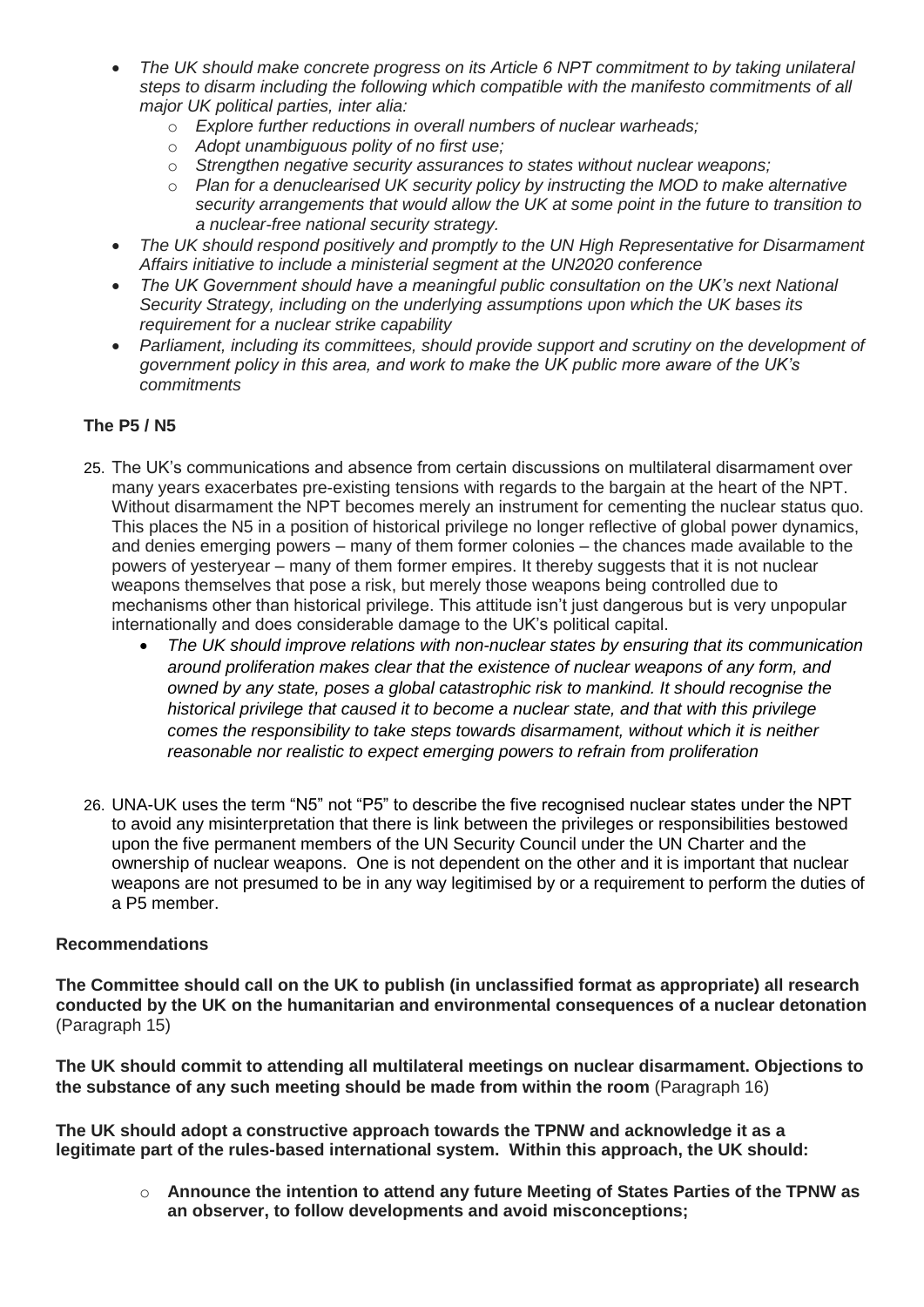- *The UK should make concrete progress on its Article 6 NPT commitment to by taking unilateral steps to disarm including the following which compatible with the manifesto commitments of all major UK political parties, inter alia:*
    - *Explore further reductions in overall numbers of nuclear warheads;*
    - *Adopt unambiguous polity of no first use;*
    - *Strengthen negative security assurances to states without nuclear weapons;*
    - *Plan for a denuclearised UK security policy by instructing the MOD to make alternative security arrangements that would allow the UK at some point in the future to transition to a nuclear-free national security strategy.*
- *The UK should respond positively and promptly to the UN High Representative for Disarmament Affairs initiative to include a ministerial segment at the UN2020 conference*
- *The UK Government should have a meaningful public consultation on the UK's next National Security Strategy, including on the underlying assumptions upon which the UK bases its requirement for a nuclear strike capability*
- *Parliament, including its committees, should provide support and scrutiny on the development of government policy in this area, and work to make the UK public more aware of the UK's commitments*

### The P5 / N5

25. The UK's communications and absence from certain discussions on multilateral disarmament over many years exacerbates pre-existing tensions with regards to the bargain at the heart of the NPT. Without disarmament the NPT becomes merely an instrument for cementing the nuclear status quo. This places the N5 in a position of historical privilege no longer reflective of global power dynamics, and denies emerging powers – many of them former colonies – the chances made available to the powers of yesteryear – many of them former empires. It thereby suggests that it is not nuclear weapons themselves that pose a risk, but merely those weapons being controlled due to mechanisms other than historical privilege. This attitude isn't just dangerous but is very unpopular internationally and does considerable damage to the UK's political capital.
    - *The UK should improve relations with non-nuclear states by ensuring that its communication around proliferation makes clear that the existence of nuclear weapons of any form, and owned by any state, poses a global catastrophic risk to mankind. It should recognise the historical privilege that caused it to become a nuclear state, and that with this privilege comes the responsibility to take steps towards disarmament, without which it is neither reasonable nor realistic to expect emerging powers to refrain from proliferation*

26. UNA-UK uses the term "N5" not "P5" to describe the five recognised nuclear states under the NPT to avoid any misinterpretation that there is link between the privileges or responsibilities bestowed upon the five permanent members of the UN Security Council under the UN Charter and the ownership of nuclear weapons. One is not dependent on the other and it is important that nuclear weapons are not presumed to be in any way legitimised by or a requirement to perform the duties of a P5 member.

### Recommendations

**The Committee should call on the UK to publish (in unclassified format as appropriate) all research conducted by the UK on the humanitarian and environmental consequences of a nuclear detonation** (Paragraph 15)

**The UK should commit to attending all multilateral meetings on nuclear disarmament. Objections to the substance of any such meeting should be made from within the room** (Paragraph 16)

**The UK should adopt a constructive approach towards the TPNW and acknowledge it as a legitimate part of the rules-based international system. Within this approach, the UK should:**

- **Announce the intention to attend any future Meeting of States Parties of the TPNW as an observer, to follow developments and avoid misconceptions;**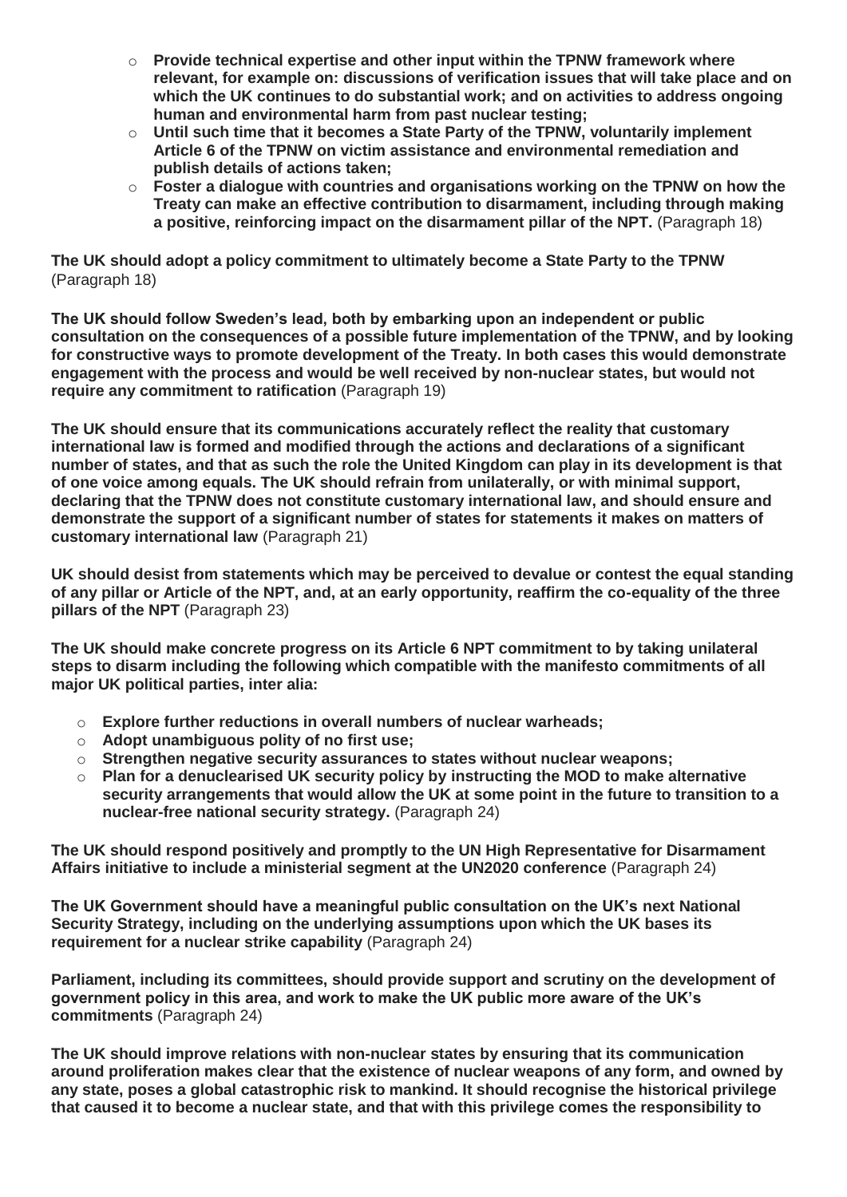- **Provide technical expertise and other input within the TPNW framework where relevant, for example on: discussions of verification issues that will take place and on which the UK continues to do substantial work; and on activities to address ongoing human and environmental harm from past nuclear testing;**
- **Until such time that it becomes a State Party of the TPNW, voluntarily implement Article 6 of the TPNW on victim assistance and environmental remediation and publish details of actions taken;**
- **Foster a dialogue with countries and organisations working on the TPNW on how the Treaty can make an effective contribution to disarmament, including through making a positive, reinforcing impact on the disarmament pillar of the NPT.** (Paragraph 18)

**The UK should adopt a policy commitment to ultimately become a State Party to the TPNW** (Paragraph 18)

**The UK should follow Sweden's lead, both by embarking upon an independent or public consultation on the consequences of a possible future implementation of the TPNW, and by looking for constructive ways to promote development of the Treaty. In both cases this would demonstrate engagement with the process and would be well received by non-nuclear states, but would not require any commitment to ratification** (Paragraph 19)

**The UK should ensure that its communications accurately reflect the reality that customary international law is formed and modified through the actions and declarations of a significant number of states, and that as such the role the United Kingdom can play in its development is that of one voice among equals. The UK should refrain from unilaterally, or with minimal support, declaring that the TPNW does not constitute customary international law, and should ensure and demonstrate the support of a significant number of states for statements it makes on matters of customary international law** (Paragraph 21)

**UK should desist from statements which may be perceived to devalue or contest the equal standing of any pillar or Article of the NPT, and, at an early opportunity, reaffirm the co-equality of the three pillars of the NPT** (Paragraph 23)

**The UK should make concrete progress on its Article 6 NPT commitment to by taking unilateral steps to disarm including the following which compatible with the manifesto commitments of all major UK political parties, inter alia:**

- **Explore further reductions in overall numbers of nuclear warheads;**
- **Adopt unambiguous polity of no first use;**
- **Strengthen negative security assurances to states without nuclear weapons;**
- **Plan for a denuclearised UK security policy by instructing the MOD to make alternative security arrangements that would allow the UK at some point in the future to transition to a nuclear-free national security strategy.** (Paragraph 24)

**The UK should respond positively and promptly to the UN High Representative for Disarmament Affairs initiative to include a ministerial segment at the UN2020 conference** (Paragraph 24)

**The UK Government should have a meaningful public consultation on the UK's next National Security Strategy, including on the underlying assumptions upon which the UK bases its requirement for a nuclear strike capability** (Paragraph 24)

**Parliament, including its committees, should provide support and scrutiny on the development of government policy in this area, and work to make the UK public more aware of the UK's commitments** (Paragraph 24)

**The UK should improve relations with non-nuclear states by ensuring that its communication around proliferation makes clear that the existence of nuclear weapons of any form, and owned by any state, poses a global catastrophic risk to mankind. It should recognise the historical privilege that caused it to become a nuclear state, and that with this privilege comes the responsibility to**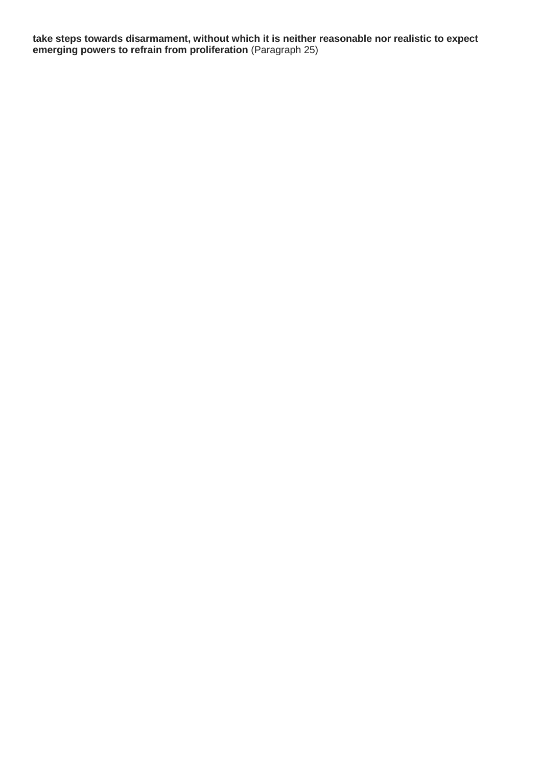**take steps towards disarmament, without which it is neither reasonable nor realistic to expect emerging powers to refrain from proliferation** (Paragraph 25)